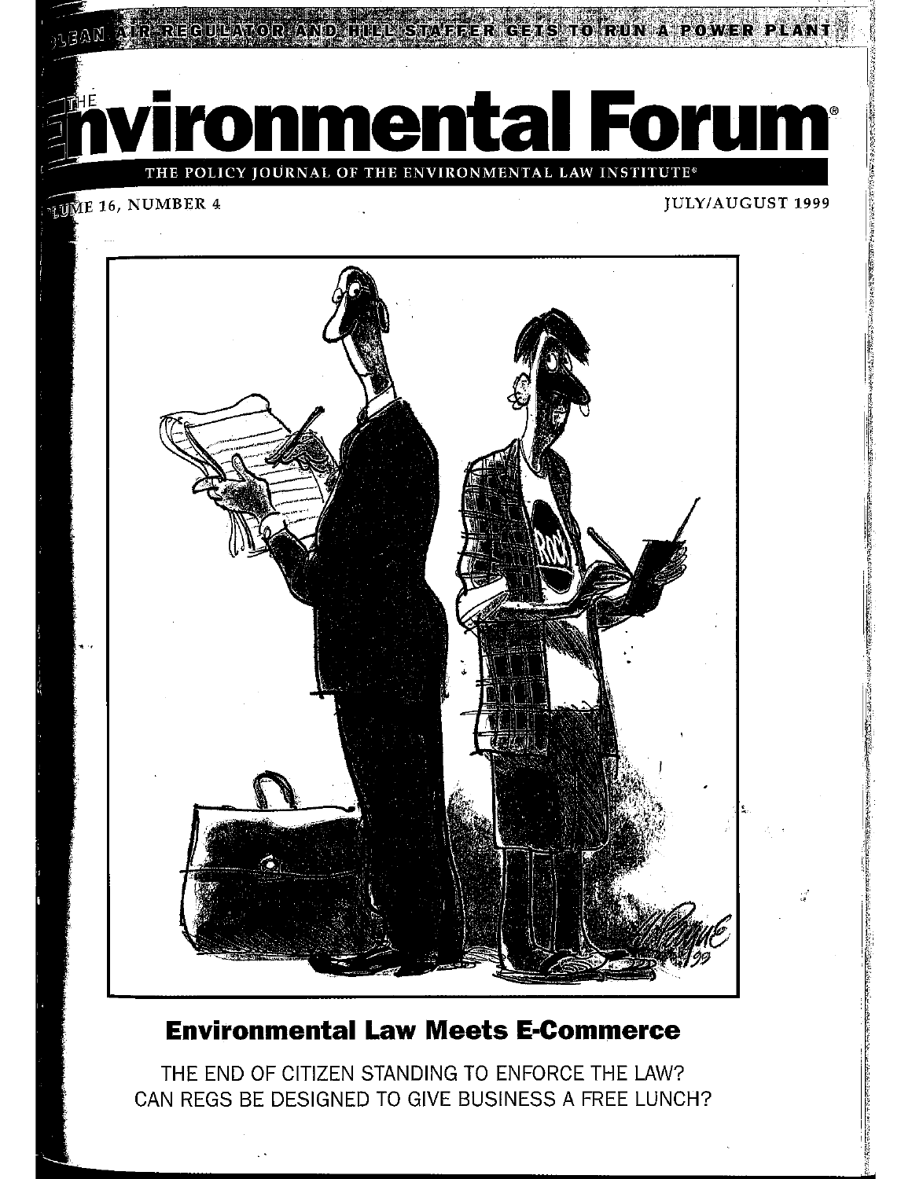CLEAN AIR REGULATOR AND HILL STAFFER GETS TO RUN A POWER PLANT

# The Environmental Forum®

THE POLICY JOURNAL OF THE ENVIRONMENTAL LAW INSTITUTE®

VOLUME 16, NUMBER 4 JULY/AUGUST 1999

## Environmental Law Meets E-Commerce

THE END OF CITIZEN STANDING TO ENFORCE THE LAW?

CAN REGS BE DESIGNED TO GIVE BUSINESS A FREE LUNCH?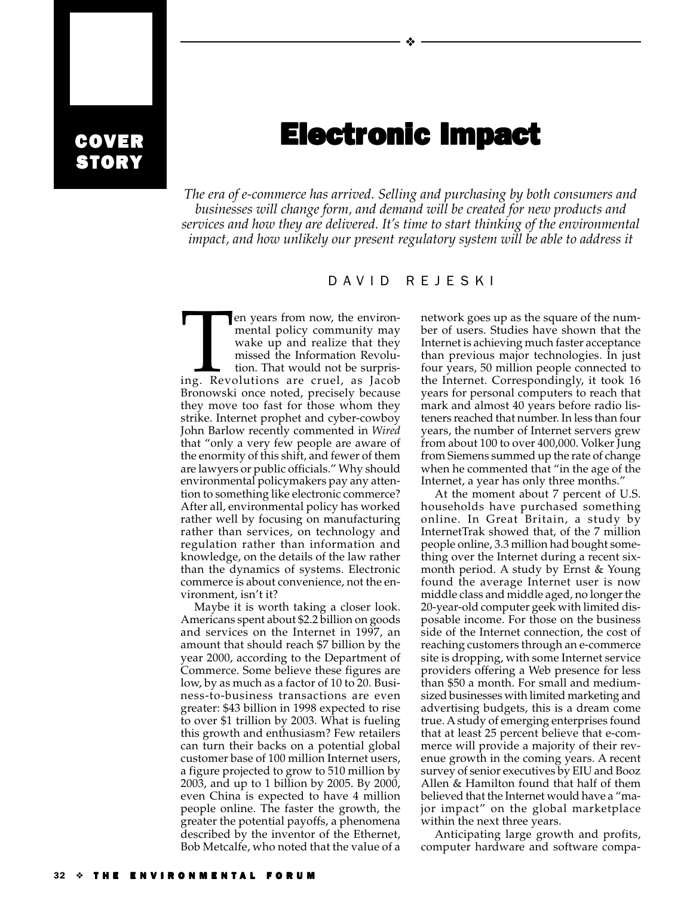COVER STORY

# Electronic Impact

*The era of e-commerce has arrived. Selling and purchasing by both consumers and businesses will change form, and demand will be created for new products and services and how they are delivered. It's time to start thinking of the environmental impact, and how unlikely our present regulatory system will be able to address it*

DAVID REJESKI

Ten years from now, the environmental policy community may wake up and realize that they missed the Information Revolution. That would not be surprising. Revolutions are cruel, as Jacob Bronowski once noted, precisely because they move too fast for those whom they strike. Internet prophet and cyber-cowboy John Barlow recently commented in *Wired* that "only a very few people are aware of the enormity of this shift, and fewer of them are lawyers or public officials." Why should environmental policymakers pay any attention to something like electronic commerce? After all, environmental policy has worked rather well by focusing on manufacturing rather than services, on technology and regulation rather than information and knowledge, on the details of the law rather than the dynamics of systems. Electronic commerce is about convenience, not the environment, isn't it?

Maybe it is worth taking a closer look. Americans spent about $2.2 billion on goods and services on the Internet in 1997, an amount that should reach $7 billion by the year 2000, according to the Department of Commerce. Some believe these figures are low, by as much as a factor of 10 to 20. Business-to-business transactions are even greater: $43 billion in 1998 expected to rise to over $1 trillion by 2003. What is fueling this growth and enthusiasm? Few retailers can turn their backs on a potential global customer base of 100 million Internet users, a figure projected to grow to 510 million by 2003, and up to 1 billion by 2005. By 2000, even China is expected to have 4 million people online. The faster the growth, the greater the potential payoffs, a phenomena described by the inventor of the Ethernet, Bob Metcalfe, who noted that the value of a network goes up as the square of the number of users. Studies have shown that the Internet is achieving much faster acceptance than previous major technologies. In just four years, 50 million people connected to the Internet. Correspondingly, it took 16 years for personal computers to reach that mark and almost 40 years before radio listeners reached that number. In less than four years, the number of Internet servers grew from about 100 to over 400,000. Volker Jung from Siemens summed up the rate of change when he commented that "in the age of the Internet, a year has only three months."

At the moment about 7 percent of U.S. households have purchased something online. In Great Britain, a study by InternetTrak showed that, of the 7 million people online, 3.3 million had bought something over the Internet during a recent six-month period. A study by Ernst & Young found the average Internet user is now middle class and middle aged, no longer the 20-year-old computer geek with limited disposable income. For those on the business side of the Internet connection, the cost of reaching customers through an e-commerce site is dropping, with some Internet service providers offering a Web presence for less than $50 a month. For small and medium-sized businesses with limited marketing and advertising budgets, this is a dream come true. A study of emerging enterprises found that at least 25 percent believe that e-commerce will provide a majority of their revenue growth in the coming years. A recent survey of senior executives by EIU and Booz Allen & Hamilton found that half of them believed that the Internet would have a "major impact" on the global marketplace within the next three years.

Anticipating large growth and profits, computer hardware and software compa-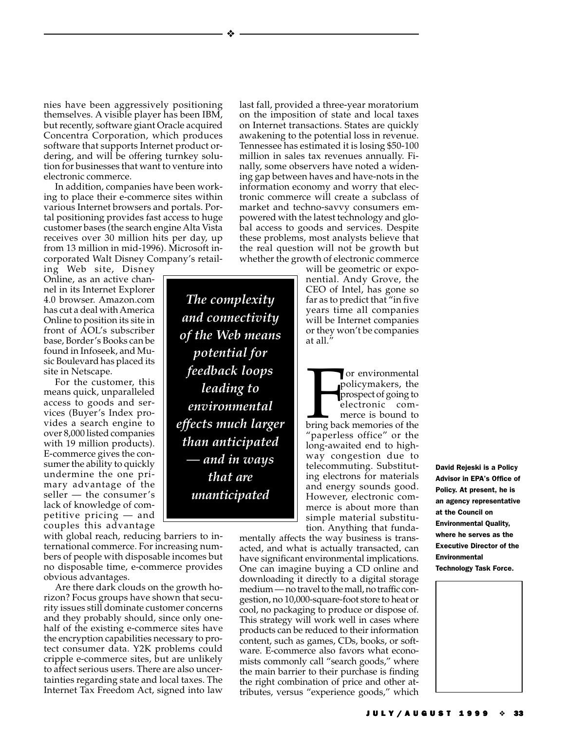nies have been aggressively positioning themselves. A visible player has been IBM, but recently, software giant Oracle acquired Concentra Corporation, which produces software that supports Internet product ordering, and will be offering turnkey solution for businesses that want to venture into electronic commerce.

In addition, companies have been working to place their e-commerce sites within various Internet browsers and portals. Portal positioning provides fast access to huge customer bases (the search engine Alta Vista receives over 30 million hits per day, up from 13 million in mid-1996). Microsoft incorporated Walt Disney Company's retailing Web site, Disney Online, as an active channel in its Internet Explorer 4.0 browser. Amazon.com has cut a deal with America Online to position its site in front of AOL's subscriber base, Border's Books can be found in Infoseek, and Music Boulevard has placed its site in Netscape.

For the customer, this means quick, unparalleled access to goods and services (Buyer's Index provides a search engine to over 8,000 listed companies with 19 million products). E-commerce gives the consumer the ability to quickly undermine the one primary advantage of the seller — the consumer's lack of knowledge of competitive pricing — and couples this advantage with global reach, reducing barriers to international commerce. For increasing numbers of people with disposable incomes but no disposable time, e-commerce provides obvious advantages.

Are there dark clouds on the growth horizon? Focus groups have shown that security issues still dominate customer concerns and they probably should, since only one-half of the existing e-commerce sites have the encryption capabilities necessary to protect consumer data. Y2K problems could cripple e-commerce sites, but are unlikely to affect serious users. There are also uncertainties regarding state and local taxes. The Internet Tax Freedom Act, signed into law last fall, provided a three-year moratorium on the imposition of state and local taxes on Internet transactions. States are quickly awakening to the potential loss in revenue. Tennessee has estimated it is losing $50-100 million in sales tax revenues annually. Finally, some observers have noted a widening gap between haves and have-nots in the information economy and worry that electronic commerce will create a subclass of market and techno-savvy consumers empowered with the latest technology and global access to goods and services. Despite these problems, most analysts believe that the real question will not be growth but whether the growth of electronic commerce will be geometric or exponential. Andy Grove, the CEO of Intel, has gone so far as to predict that "in five years time all companies will be Internet companies or they won't be companies at all."

> ***The complexity and connectivity of the Web means potential for feedback loops leading to environmental effects much larger than anticipated — and in ways that are unanticipated***

For environmental policymakers, the prospect of going to electronic commerce is bound to bring back memories of the "paperless office" or the long-awaited end to highway congestion due to telecommuting. Substituting electrons for materials and energy sounds good. However, electronic commerce is about more than simple material substitution. Anything that fundamentally affects the way business is transacted, and what is actually transacted, can have significant environmental implications. One can imagine buying a CD online and downloading it directly to a digital storage medium — no travel to the mall, no traffic congestion, no 10,000-square-foot store to heat or cool, no packaging to produce or dispose of. This strategy will work well in cases where products can be reduced to their information content, such as games, CDs, books, or software. E-commerce also favors what economists commonly call "search goods," where the main barrier to their purchase is finding the right combination of price and other attributes, versus "experience goods," which

**David Rejeski is a Policy Advisor in EPA's Office of Policy. At present, he is an agency representative at the Council on Environmental Quality, where he serves as the Executive Director of the Environmental Technology Task Force.**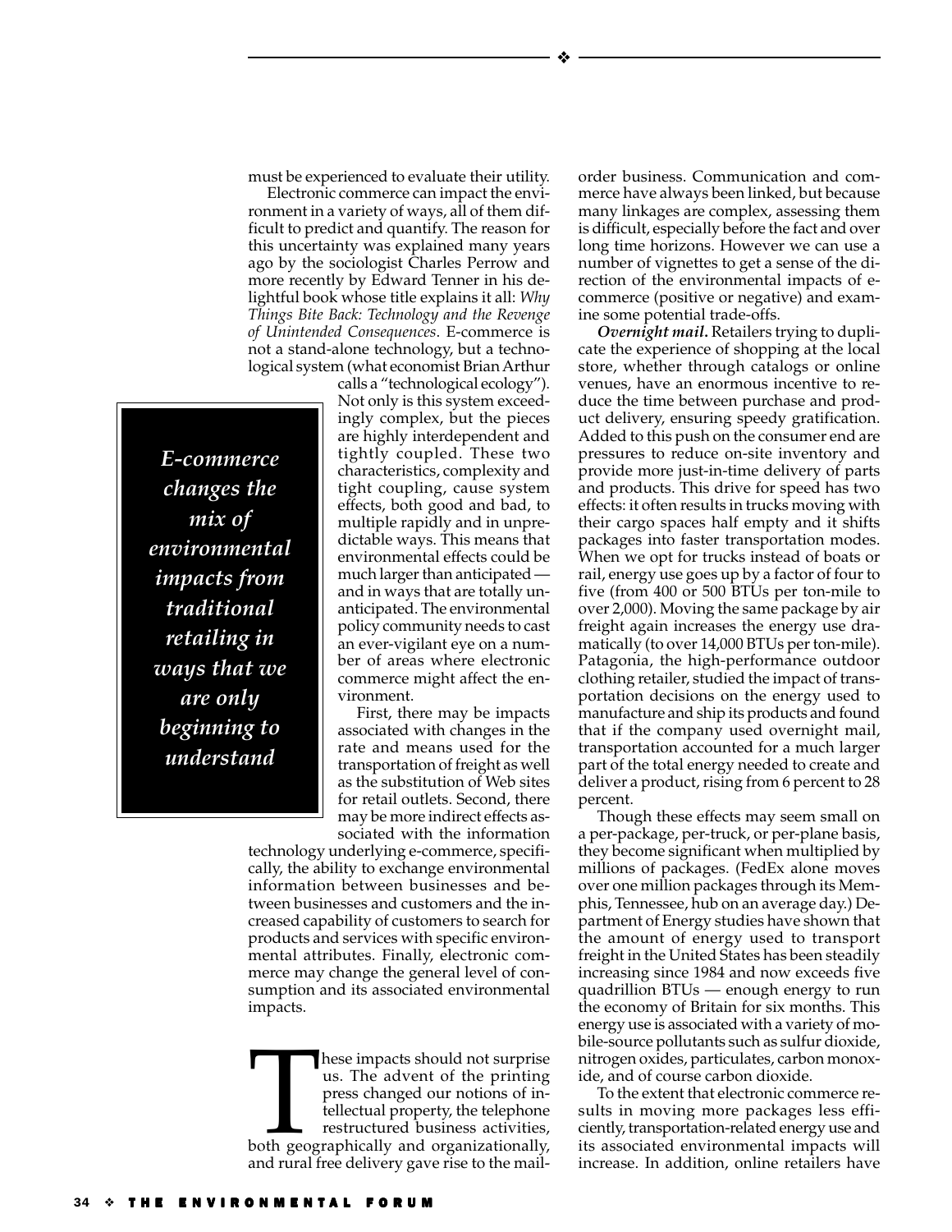must be experienced to evaluate their utility.

Electronic commerce can impact the environment in a variety of ways, all of them difficult to predict and quantify. The reason for this uncertainty was explained many years ago by the sociologist Charles Perrow and more recently by Edward Tenner in his delightful book whose title explains it all: *Why Things Bite Back: Technology and the Revenge of Unintended Consequences*. E-commerce is not a stand-alone technology, but a technological system (what economist Brian Arthur calls a "technological ecology"). Not only is this system exceedingly complex, but the pieces are highly interdependent and tightly coupled. These two characteristics, complexity and tight coupling, cause system effects, both good and bad, to multiple rapidly and in unpredictable ways. This means that environmental effects could be much larger than anticipated — and in ways that are totally unanticipated. The environmental policy community needs to cast an ever-vigilant eye on a number of areas where electronic commerce might affect the environment.

> ***E-commerce changes the mix of environmental impacts from traditional retailing in ways that we are only beginning to understand***

First, there may be impacts associated with changes in the rate and means used for the transportation of freight as well as the substitution of Web sites for retail outlets. Second, there may be more indirect effects associated with the information technology underlying e-commerce, specifically, the ability to exchange environmental information between businesses and between businesses and customers and the increased capability of customers to search for products and services with specific environmental attributes. Finally, electronic commerce may change the general level of consumption and its associated environmental impacts.

These impacts should not surprise us. The advent of the printing press changed our notions of intellectual property, the telephone restructured business activities, both geographically and organizationally, and rural free delivery gave rise to the mail-order business. Communication and commerce have always been linked, but because many linkages are complex, assessing them is difficult, especially before the fact and over long time horizons. However we can use a number of vignettes to get a sense of the direction of the environmental impacts of e-commerce (positive or negative) and examine some potential trade-offs.

***Overnight mail.*** Retailers trying to duplicate the experience of shopping at the local store, whether through catalogs or online venues, have an enormous incentive to reduce the time between purchase and product delivery, ensuring speedy gratification. Added to this push on the consumer end are pressures to reduce on-site inventory and provide more just-in-time delivery of parts and products. This drive for speed has two effects: it often results in trucks moving with their cargo spaces half empty and it shifts packages into faster transportation modes. When we opt for trucks instead of boats or rail, energy use goes up by a factor of four to five (from 400 or 500 BTUs per ton-mile to over 2,000). Moving the same package by air freight again increases the energy use dramatically (to over 14,000 BTUs per ton-mile). Patagonia, the high-performance outdoor clothing retailer, studied the impact of transportation decisions on the energy used to manufacture and ship its products and found that if the company used overnight mail, transportation accounted for a much larger part of the total energy needed to create and deliver a product, rising from 6 percent to 28 percent.

Though these effects may seem small on a per-package, per-truck, or per-plane basis, they become significant when multiplied by millions of packages. (FedEx alone moves over one million packages through its Memphis, Tennessee, hub on an average day.) Department of Energy studies have shown that the amount of energy used to transport freight in the United States has been steadily increasing since 1984 and now exceeds five quadrillion BTUs — enough energy to run the economy of Britain for six months. This energy use is associated with a variety of mobile-source pollutants such as sulfur dioxide, nitrogen oxides, particulates, carbon monoxide, and of course carbon dioxide.

To the extent that electronic commerce results in moving more packages less efficiently, transportation-related energy use and its associated environmental impacts will increase. In addition, online retailers have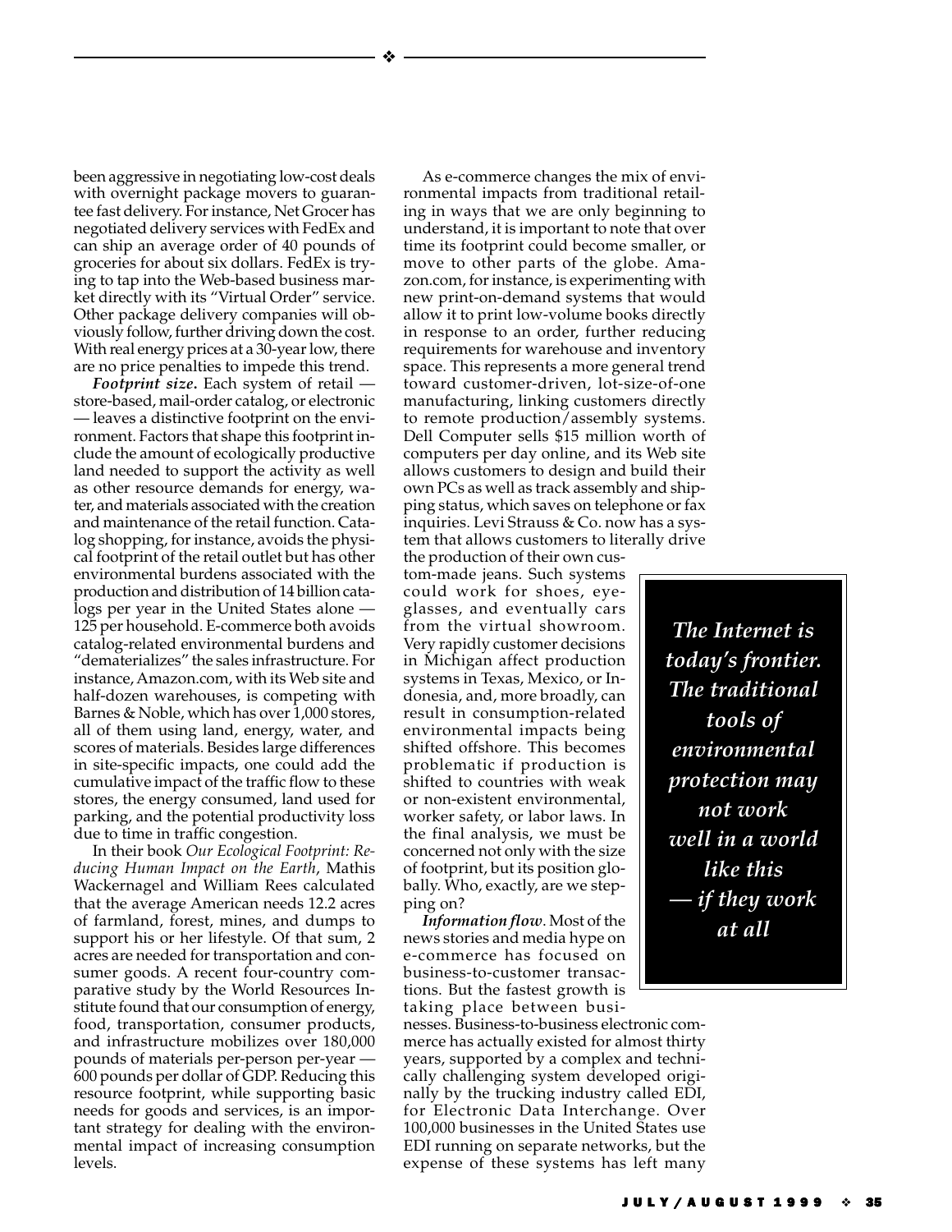been aggressive in negotiating low-cost deals with overnight package movers to guarantee fast delivery. For instance, Net Grocer has negotiated delivery services with FedEx and can ship an average order of 40 pounds of groceries for about six dollars. FedEx is trying to tap into the Web-based business market directly with its "Virtual Order" service. Other package delivery companies will obviously follow, further driving down the cost. With real energy prices at a 30-year low, there are no price penalties to impede this trend.

***Footprint size.*** Each system of retail — store-based, mail-order catalog, or electronic — leaves a distinctive footprint on the environment. Factors that shape this footprint include the amount of ecologically productive land needed to support the activity as well as other resource demands for energy, water, and materials associated with the creation and maintenance of the retail function. Catalog shopping, for instance, avoids the physical footprint of the retail outlet but has other environmental burdens associated with the production and distribution of 14 billion catalogs per year in the United States alone — 125 per household. E-commerce both avoids catalog-related environmental burdens and "dematerializes" the sales infrastructure. For instance, Amazon.com, with its Web site and half-dozen warehouses, is competing with Barnes & Noble, which has over 1,000 stores, all of them using land, energy, water, and scores of materials. Besides large differences in site-specific impacts, one could add the cumulative impact of the traffic flow to these stores, the energy consumed, land used for parking, and the potential productivity loss due to time in traffic congestion.

In their book *Our Ecological Footprint: Reducing Human Impact on the Earth*, Mathis Wackernagel and William Rees calculated that the average American needs 12.2 acres of farmland, forest, mines, and dumps to support his or her lifestyle. Of that sum, 2 acres are needed for transportation and consumer goods. A recent four-country comparative study by the World Resources Institute found that our consumption of energy, food, transportation, consumer products, and infrastructure mobilizes over 180,000 pounds of materials per-person per-year — 600 pounds per dollar of GDP. Reducing this resource footprint, while supporting basic needs for goods and services, is an important strategy for dealing with the environmental impact of increasing consumption levels.

As e-commerce changes the mix of environmental impacts from traditional retailing in ways that we are only beginning to understand, it is important to note that over time its footprint could become smaller, or move to other parts of the globe. Amazon.com, for instance, is experimenting with new print-on-demand systems that would allow it to print low-volume books directly in response to an order, further reducing requirements for warehouse and inventory space. This represents a more general trend toward customer-driven, lot-size-of-one manufacturing, linking customers directly to remote production/assembly systems. Dell Computer sells $15 million worth of computers per day online, and its Web site allows customers to design and build their own PCs as well as track assembly and shipping status, which saves on telephone or fax inquiries. Levi Strauss & Co. now has a system that allows customers to literally drive the production of their own custom-made jeans. Such systems could work for shoes, eyeglasses, and eventually cars from the virtual showroom. Very rapidly customer decisions in Michigan affect production systems in Texas, Mexico, or Indonesia, and, more broadly, can result in consumption-related environmental impacts being shifted offshore. This becomes problematic if production is shifted to countries with weak or non-existent environmental, worker safety, or labor laws. In the final analysis, we must be concerned not only with the size of footprint, but its position globally. Who, exactly, are we stepping on?

> ***The Internet is today's frontier. The traditional tools of environmental protection may not work well in a world like this — if they work at all***

***Information flow.*** Most of the news stories and media hype on e-commerce has focused on business-to-customer transactions. But the fastest growth is taking place between businesses. Business-to-business electronic commerce has actually existed for almost thirty years, supported by a complex and technically challenging system developed originally by the trucking industry called EDI, for Electronic Data Interchange. Over 100,000 businesses in the United States use EDI running on separate networks, but the expense of these systems has left many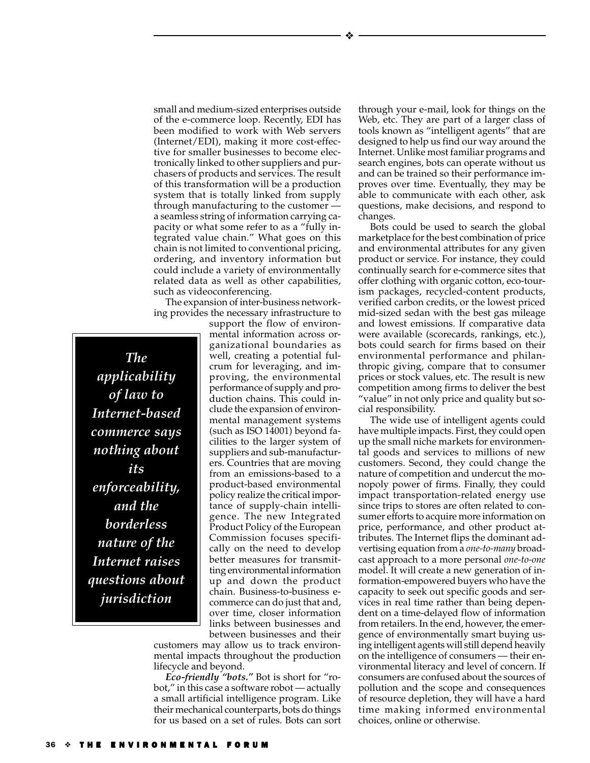small and medium-sized enterprises outside of the e-commerce loop. Recently, EDI has been modified to work with Web servers (Internet/EDI), making it more cost-effective for smaller businesses to become electronically linked to other suppliers and purchasers of products and services. The result of this transformation will be a production system that is totally linked from supply through manufacturing to the customer — a seamless string of information carrying capacity or what some refer to as a "fully integrated value chain." What goes on this chain is not limited to conventional pricing, ordering, and inventory information but could include a variety of environmentally related data as well as other capabilities, such as videoconferencing.

The expansion of inter-business networking provides the necessary infrastructure to support the flow of environmental information across organizational boundaries as well, creating a potential fulcrum for leveraging, and improving, the environmental performance of supply and production chains. This could include the expansion of environmental management systems (such as ISO 14001) beyond facilities to the larger system of suppliers and sub-manufacturers. Countries that are moving from an emissions-based to a product-based environmental policy realize the critical importance of supply-chain intelligence. The new Integrated Product Policy of the European Commission focuses specifically on the need to develop better measures for transmitting environmental information up and down the product chain. Business-to-business e-commerce can do just that and, over time, closer information links between businesses and between businesses and their customers may allow us to track environmental impacts throughout the production lifecycle and beyond.

***The applicability of law to Internet-based commerce says nothing about its enforceability, and the borderless nature of the Internet raises questions about jurisdiction***

***Eco-friendly "bots."*** Bot is short for "robot," in this case a software robot — actually a small artificial intelligence program. Like their mechanical counterparts, bots do things for us based on a set of rules. Bots can sort through your e-mail, look for things on the Web, etc. They are part of a larger class of tools known as "intelligent agents" that are designed to help us find our way around the Internet. Unlike most familiar programs and search engines, bots can operate without us and can be trained so their performance improves over time. Eventually, they may be able to communicate with each other, ask questions, make decisions, and respond to changes.

Bots could be used to search the global marketplace for the best combination of price and environmental attributes for any given product or service. For instance, they could continually search for e-commerce sites that offer clothing with organic cotton, eco-tourism packages, recycled-content products, verified carbon credits, or the lowest priced mid-sized sedan with the best gas mileage and lowest emissions. If comparative data were available (scorecards, rankings, etc.), bots could search for firms based on their environmental performance and philanthropic giving, compare that to consumer prices or stock values, etc. The result is new competition among firms to deliver the best "value" in not only price and quality but social responsibility.

The wide use of intelligent agents could have multiple impacts. First, they could open up the small niche markets for environmental goods and services to millions of new customers. Second, they could change the nature of competition and undercut the monopoly power of firms. Finally, they could impact transportation-related energy use since trips to stores are often related to consumer efforts to acquire more information on price, performance, and other product attributes. The Internet flips the dominant advertising equation from a *one-to-many* broadcast approach to a more personal *one-to-one* model. It will create a new generation of information-empowered buyers who have the capacity to seek out specific goods and services in real time rather than being dependent on a time-delayed flow of information from retailers. In the end, however, the emergence of environmentally smart buying using intelligent agents will still depend heavily on the intelligence of consumers — their environmental literacy and level of concern. If consumers are confused about the sources of pollution and the scope and consequences of resource depletion, they will have a hard time making informed environmental choices, online or otherwise.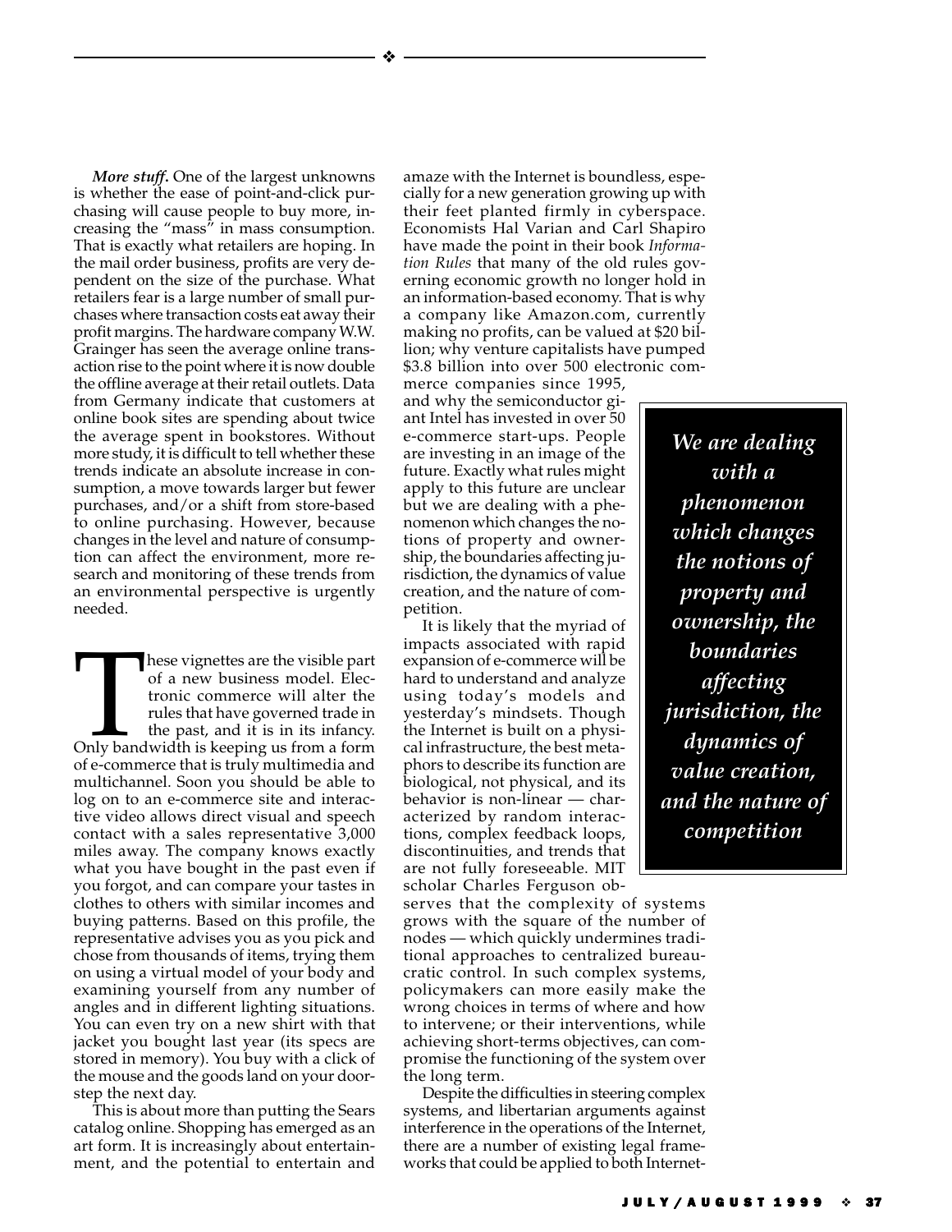*More stuff.* One of the largest unknowns is whether the ease of point-and-click purchasing will cause people to buy more, increasing the "mass" in mass consumption. That is exactly what retailers are hoping. In the mail order business, profits are very dependent on the size of the purchase. What retailers fear is a large number of small purchases where transaction costs eat away their profit margins. The hardware company W.W. Grainger has seen the average online transaction rise to the point where it is now double the offline average at their retail outlets. Data from Germany indicate that customers at online book sites are spending about twice the average spent in bookstores. Without more study, it is difficult to tell whether these trends indicate an absolute increase in consumption, a move towards larger but fewer purchases, and/or a shift from store-based to online purchasing. However, because changes in the level and nature of consumption can affect the environment, more research and monitoring of these trends from an environmental perspective is urgently needed.

These vignettes are the visible part of a new business model. Electronic commerce will alter the rules that have governed trade in the past, and it is in its infancy. Only bandwidth is keeping us from a form of e-commerce that is truly multimedia and multichannel. Soon you should be able to log on to an e-commerce site and interactive video allows direct visual and speech contact with a sales representative 3,000 miles away. The company knows exactly what you have bought in the past even if you forgot, and can compare your tastes in clothes to others with similar incomes and buying patterns. Based on this profile, the representative advises you as you pick and chose from thousands of items, trying them on using a virtual model of your body and examining yourself from any number of angles and in different lighting situations. You can even try on a new shirt with that jacket you bought last year (its specs are stored in memory). You buy with a click of the mouse and the goods land on your doorstep the next day.

This is about more than putting the Sears catalog online. Shopping has emerged as an art form. It is increasingly about entertainment, and the potential to entertain and amaze with the Internet is boundless, especially for a new generation growing up with their feet planted firmly in cyberspace. Economists Hal Varian and Carl Shapiro have made the point in their book *Information Rules* that many of the old rules governing economic growth no longer hold in an information-based economy. That is why a company like Amazon.com, currently making no profits, can be valued at $20 billion; why venture capitalists have pumped $3.8 billion into over 500 electronic commerce companies since 1995, and why the semiconductor giant Intel has invested in over 50 e-commerce start-ups. People are investing in an image of the future. Exactly what rules might apply to this future are unclear but we are dealing with a phenomenon which changes the notions of property and ownership, the boundaries affecting jurisdiction, the dynamics of value creation, and the nature of competition.

***We are dealing with a phenomenon which changes the notions of property and ownership, the boundaries affecting jurisdiction, the dynamics of value creation, and the nature of competition***

It is likely that the myriad of impacts associated with rapid expansion of e-commerce will be hard to understand and analyze using today's models and yesterday's mindsets. Though the Internet is built on a physical infrastructure, the best metaphors to describe its function are biological, not physical, and its behavior is non-linear — characterized by random interactions, complex feedback loops, discontinuities, and trends that are not fully foreseeable. MIT scholar Charles Ferguson observes that the complexity of systems grows with the square of the number of nodes — which quickly undermines traditional approaches to centralized bureaucratic control. In such complex systems, policymakers can more easily make the wrong choices in terms of where and how to intervene; or their interventions, while achieving short-terms objectives, can compromise the functioning of the system over the long term.

Despite the difficulties in steering complex systems, and libertarian arguments against interference in the operations of the Internet, there are a number of existing legal frameworks that could be applied to both Internet-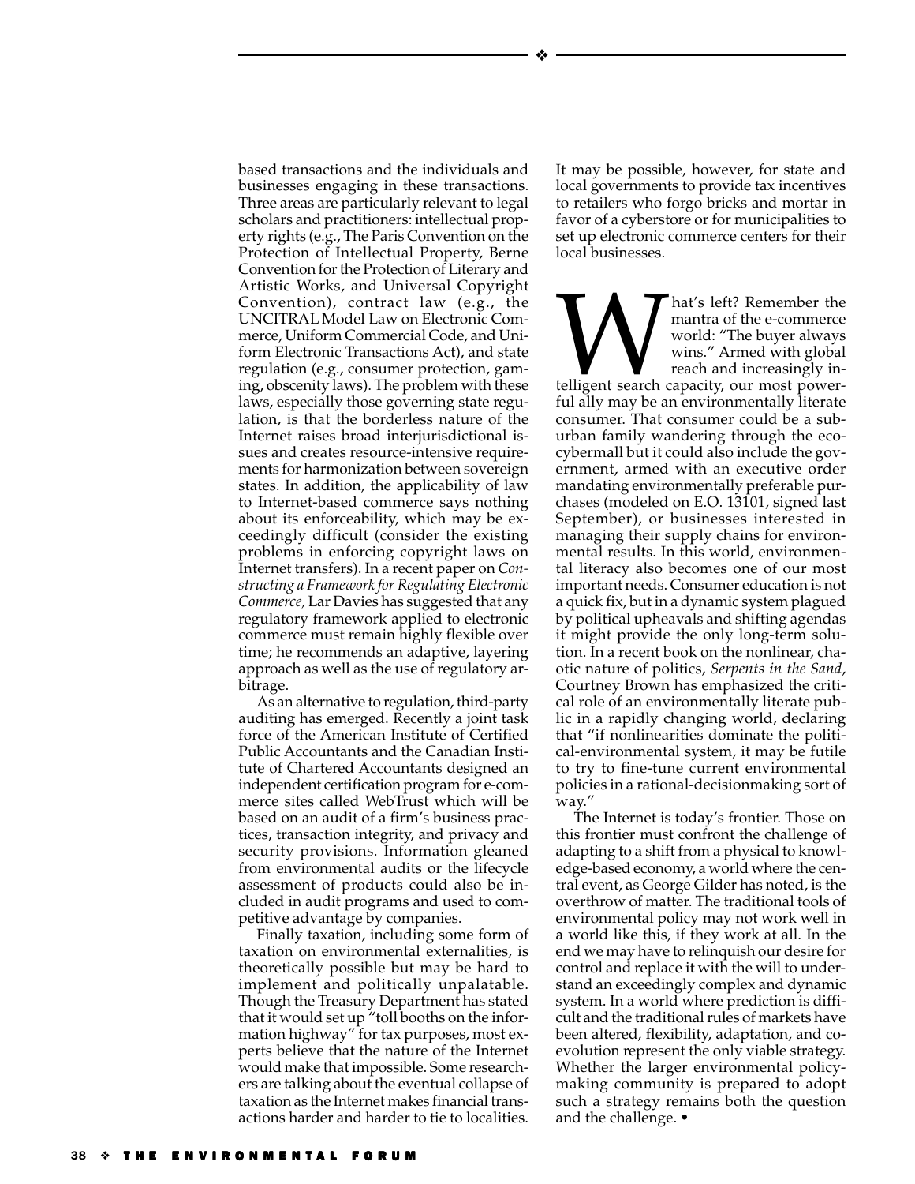based transactions and the individuals and businesses engaging in these transactions. Three areas are particularly relevant to legal scholars and practitioners: intellectual property rights (e.g., The Paris Convention on the Protection of Intellectual Property, Berne Convention for the Protection of Literary and Artistic Works, and Universal Copyright Convention), contract law (e.g., the UNCITRAL Model Law on Electronic Commerce, Uniform Commercial Code, and Uniform Electronic Transactions Act), and state regulation (e.g., consumer protection, gaming, obscenity laws). The problem with these laws, especially those governing state regulation, is that the borderless nature of the Internet raises broad interjurisdictional issues and creates resource-intensive requirements for harmonization between sovereign states. In addition, the applicability of law to Internet-based commerce says nothing about its enforceability, which may be exceedingly difficult (consider the existing problems in enforcing copyright laws on Internet transfers). In a recent paper on *Constructing a Framework for Regulating Electronic Commerce,* Lar Davies has suggested that any regulatory framework applied to electronic commerce must remain highly flexible over time; he recommends an adaptive, layering approach as well as the use of regulatory arbitrage.

As an alternative to regulation, third-party auditing has emerged. Recently a joint task force of the American Institute of Certified Public Accountants and the Canadian Institute of Chartered Accountants designed an independent certification program for e-commerce sites called WebTrust which will be based on an audit of a firm's business practices, transaction integrity, and privacy and security provisions. Information gleaned from environmental audits or the lifecycle assessment of products could also be included in audit programs and used to competitive advantage by companies.

Finally taxation, including some form of taxation on environmental externalities, is theoretically possible but may be hard to implement and politically unpalatable. Though the Treasury Department has stated that it would set up "toll booths on the information highway" for tax purposes, most experts believe that the nature of the Internet would make that impossible. Some researchers are talking about the eventual collapse of taxation as the Internet makes financial transactions harder and harder to tie to localities. It may be possible, however, for state and local governments to provide tax incentives to retailers who forgo bricks and mortar in favor of a cyberstore or for municipalities to set up electronic commerce centers for their local businesses.

What's left? Remember the mantra of the e-commerce world: "The buyer always wins." Armed with global reach and increasingly intelligent search capacity, our most powerful ally may be an environmentally literate consumer. That consumer could be a suburban family wandering through the eco-cybermall but it could also include the government, armed with an executive order mandating environmentally preferable purchases (modeled on E.O. 13101, signed last September), or businesses interested in managing their supply chains for environmental results. In this world, environmental literacy also becomes one of our most important needs. Consumer education is not a quick fix, but in a dynamic system plagued by political upheavals and shifting agendas it might provide the only long-term solution. In a recent book on the nonlinear, chaotic nature of politics, *Serpents in the Sand*, Courtney Brown has emphasized the critical role of an environmentally literate public in a rapidly changing world, declaring that "if nonlinearities dominate the political-environmental system, it may be futile to try to fine-tune current environmental policies in a rational-decisionmaking sort of way."

The Internet is today's frontier. Those on this frontier must confront the challenge of adapting to a shift from a physical to knowledge-based economy, a world where the central event, as George Gilder has noted, is the overthrow of matter. The traditional tools of environmental policy may not work well in a world like this, if they work at all. In the end we may have to relinquish our desire for control and replace it with the will to understand an exceedingly complex and dynamic system. In a world where prediction is difficult and the traditional rules of markets have been altered, flexibility, adaptation, and co-evolution represent the only viable strategy. Whether the larger environmental policy-making community is prepared to adopt such a strategy remains both the question and the challenge. •